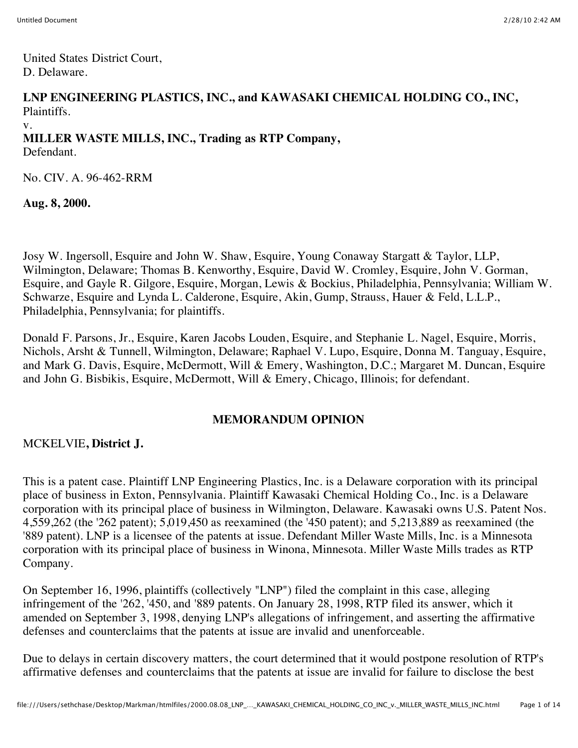United States District Court,
D. Delaware.

**LNP ENGINEERING PLASTICS, INC., and KAWASAKI CHEMICAL HOLDING CO., INC,**
Plaintiffs.
v.
**MILLER WASTE MILLS, INC., Trading as RTP Company,**
Defendant.

No. CIV. A. 96-462-RRM

**Aug. 8, 2000.**

Josy W. Ingersoll, Esquire and John W. Shaw, Esquire, Young Conaway Stargatt & Taylor, LLP, Wilmington, Delaware; Thomas B. Kenworthy, Esquire, David W. Cromley, Esquire, John V. Gorman, Esquire, and Gayle R. Gilgore, Esquire, Morgan, Lewis & Bockius, Philadelphia, Pennsylvania; William W. Schwarze, Esquire and Lynda L. Calderone, Esquire, Akin, Gump, Strauss, Hauer & Feld, L.L.P., Philadelphia, Pennsylvania; for plaintiffs.

Donald F. Parsons, Jr., Esquire, Karen Jacobs Louden, Esquire, and Stephanie L. Nagel, Esquire, Morris, Nichols, Arsht & Tunnell, Wilmington, Delaware; Raphael V. Lupo, Esquire, Donna M. Tanguay, Esquire, and Mark G. Davis, Esquire, McDermott, Will & Emery, Washington, D.C.; Margaret M. Duncan, Esquire and John G. Bisbikis, Esquire, McDermott, Will & Emery, Chicago, Illinois; for defendant.

## MEMORANDUM OPINION

MCKELVIE**, District J.**

This is a patent case. Plaintiff LNP Engineering Plastics, Inc. is a Delaware corporation with its principal place of business in Exton, Pennsylvania. Plaintiff Kawasaki Chemical Holding Co., Inc. is a Delaware corporation with its principal place of business in Wilmington, Delaware. Kawasaki owns U.S. Patent Nos. 4,559,262 (the '262 patent); 5,019,450 as reexamined (the '450 patent); and 5,213,889 as reexamined (the '889 patent). LNP is a licensee of the patents at issue. Defendant Miller Waste Mills, Inc. is a Minnesota corporation with its principal place of business in Winona, Minnesota. Miller Waste Mills trades as RTP Company.

On September 16, 1996, plaintiffs (collectively "LNP") filed the complaint in this case, alleging infringement of the '262, '450, and '889 patents. On January 28, 1998, RTP filed its answer, which it amended on September 3, 1998, denying LNP's allegations of infringement, and asserting the affirmative defenses and counterclaims that the patents at issue are invalid and unenforceable.

Due to delays in certain discovery matters, the court determined that it would postpone resolution of RTP's affirmative defenses and counterclaims that the patents at issue are invalid for failure to disclose the best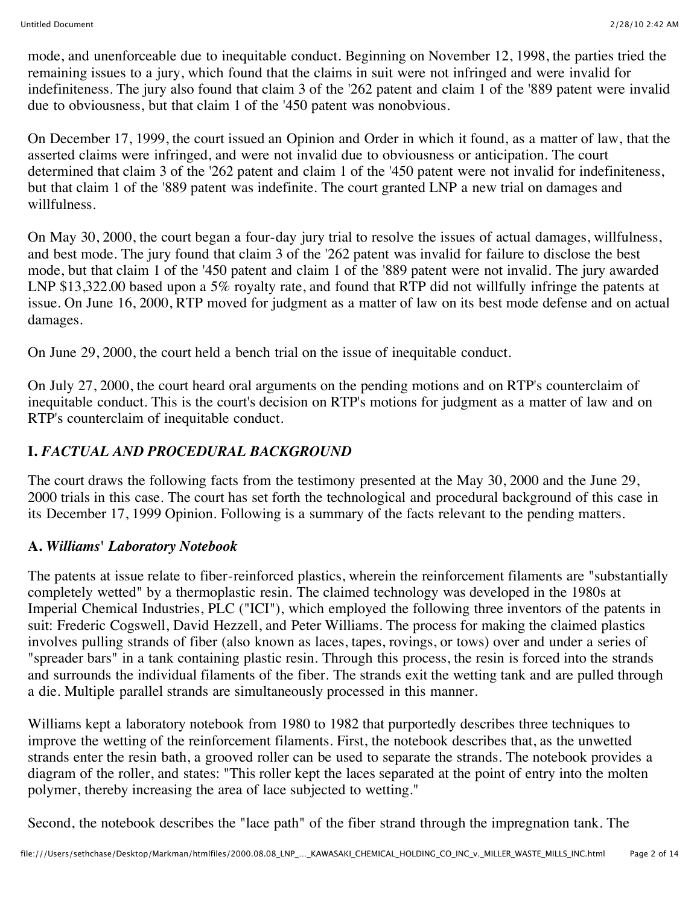mode, and unenforceable due to inequitable conduct. Beginning on November 12, 1998, the parties tried the remaining issues to a jury, which found that the claims in suit were not infringed and were invalid for indefiniteness. The jury also found that claim 3 of the '262 patent and claim 1 of the '889 patent were invalid due to obviousness, but that claim 1 of the '450 patent was nonobvious.

On December 17, 1999, the court issued an Opinion and Order in which it found, as a matter of law, that the asserted claims were infringed, and were not invalid due to obviousness or anticipation. The court determined that claim 3 of the '262 patent and claim 1 of the '450 patent were not invalid for indefiniteness, but that claim 1 of the '889 patent was indefinite. The court granted LNP a new trial on damages and willfulness.

On May 30, 2000, the court began a four-day jury trial to resolve the issues of actual damages, willfulness, and best mode. The jury found that claim 3 of the '262 patent was invalid for failure to disclose the best mode, but that claim 1 of the '450 patent and claim 1 of the '889 patent were not invalid. The jury awarded LNP $13,322.00 based upon a 5% royalty rate, and found that RTP did not willfully infringe the patents at issue. On June 16, 2000, RTP moved for judgment as a matter of law on its best mode defense and on actual damages.

On June 29, 2000, the court held a bench trial on the issue of inequitable conduct.

On July 27, 2000, the court heard oral arguments on the pending motions and on RTP's counterclaim of inequitable conduct. This is the court's decision on RTP's motions for judgment as a matter of law and on RTP's counterclaim of inequitable conduct.

## I. *FACTUAL AND PROCEDURAL BACKGROUND*

The court draws the following facts from the testimony presented at the May 30, 2000 and the June 29, 2000 trials in this case. The court has set forth the technological and procedural background of this case in its December 17, 1999 Opinion. Following is a summary of the facts relevant to the pending matters.

### A. *Williams' Laboratory Notebook*

The patents at issue relate to fiber-reinforced plastics, wherein the reinforcement filaments are "substantially completely wetted" by a thermoplastic resin. The claimed technology was developed in the 1980s at Imperial Chemical Industries, PLC ("ICI"), which employed the following three inventors of the patents in suit: Frederic Cogswell, David Hezzell, and Peter Williams. The process for making the claimed plastics involves pulling strands of fiber (also known as laces, tapes, rovings, or tows) over and under a series of "spreader bars" in a tank containing plastic resin. Through this process, the resin is forced into the strands and surrounds the individual filaments of the fiber. The strands exit the wetting tank and are pulled through a die. Multiple parallel strands are simultaneously processed in this manner.

Williams kept a laboratory notebook from 1980 to 1982 that purportedly describes three techniques to improve the wetting of the reinforcement filaments. First, the notebook describes that, as the unwetted strands enter the resin bath, a grooved roller can be used to separate the strands. The notebook provides a diagram of the roller, and states: "This roller kept the laces separated at the point of entry into the molten polymer, thereby increasing the area of lace subjected to wetting."

Second, the notebook describes the "lace path" of the fiber strand through the impregnation tank. The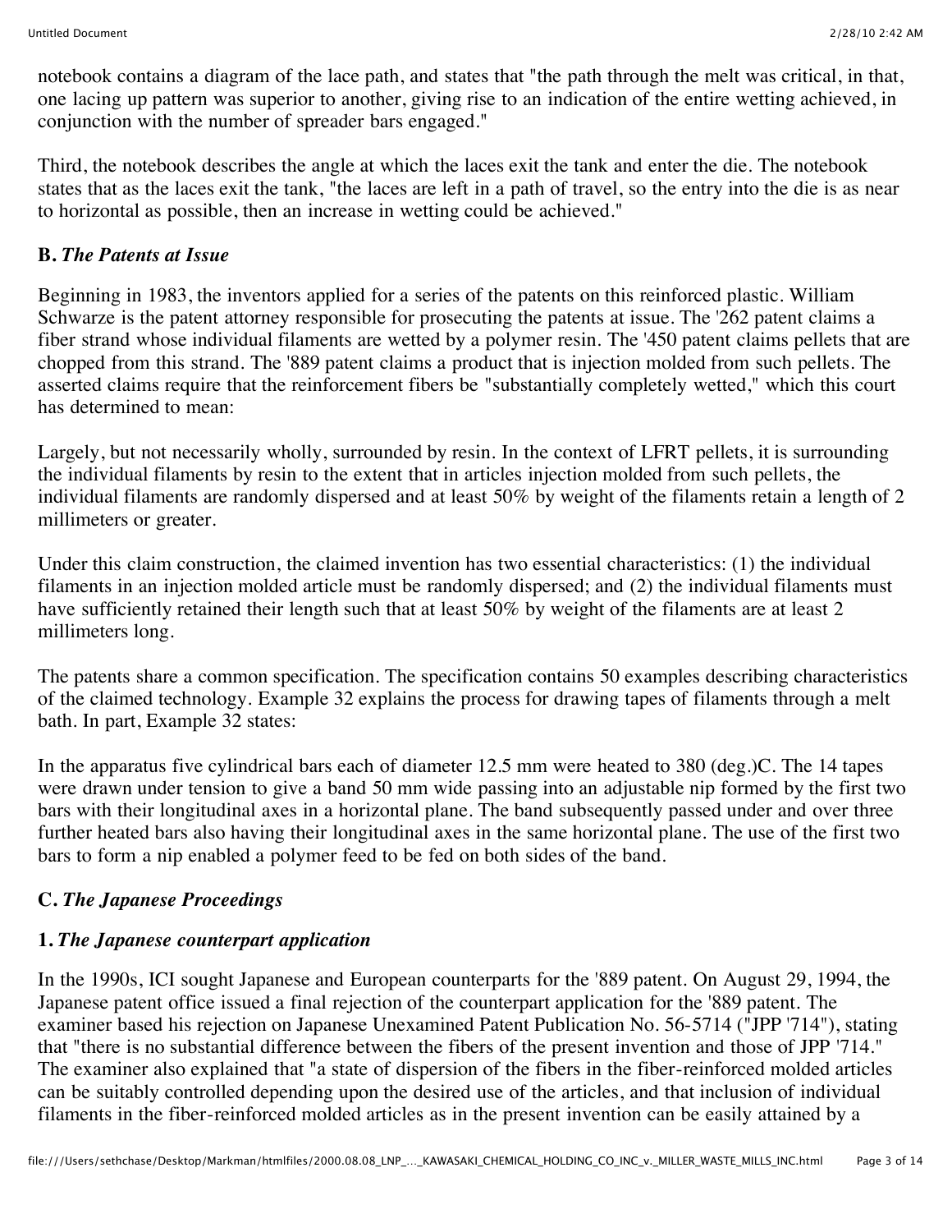notebook contains a diagram of the lace path, and states that "the path through the melt was critical, in that, one lacing up pattern was superior to another, giving rise to an indication of the entire wetting achieved, in conjunction with the number of spreader bars engaged."

Third, the notebook describes the angle at which the laces exit the tank and enter the die. The notebook states that as the laces exit the tank, "the laces are left in a path of travel, so the entry into the die is as near to horizontal as possible, then an increase in wetting could be achieved."

### B. *The Patents at Issue*

Beginning in 1983, the inventors applied for a series of the patents on this reinforced plastic. William Schwarze is the patent attorney responsible for prosecuting the patents at issue. The '262 patent claims a fiber strand whose individual filaments are wetted by a polymer resin. The '450 patent claims pellets that are chopped from this strand. The '889 patent claims a product that is injection molded from such pellets. The asserted claims require that the reinforcement fibers be "substantially completely wetted," which this court has determined to mean:

Largely, but not necessarily wholly, surrounded by resin. In the context of LFRT pellets, it is surrounding the individual filaments by resin to the extent that in articles injection molded from such pellets, the individual filaments are randomly dispersed and at least 50% by weight of the filaments retain a length of 2 millimeters or greater.

Under this claim construction, the claimed invention has two essential characteristics: (1) the individual filaments in an injection molded article must be randomly dispersed; and (2) the individual filaments must have sufficiently retained their length such that at least 50% by weight of the filaments are at least 2 millimeters long.

The patents share a common specification. The specification contains 50 examples describing characteristics of the claimed technology. Example 32 explains the process for drawing tapes of filaments through a melt bath. In part, Example 32 states:

In the apparatus five cylindrical bars each of diameter 12.5 mm were heated to 380 (deg.)C. The 14 tapes were drawn under tension to give a band 50 mm wide passing into an adjustable nip formed by the first two bars with their longitudinal axes in a horizontal plane. The band subsequently passed under and over three further heated bars also having their longitudinal axes in the same horizontal plane. The use of the first two bars to form a nip enabled a polymer feed to be fed on both sides of the band.

### C. *The Japanese Proceedings*

#### 1. *The Japanese counterpart application*

In the 1990s, ICI sought Japanese and European counterparts for the '889 patent. On August 29, 1994, the Japanese patent office issued a final rejection of the counterpart application for the '889 patent. The examiner based his rejection on Japanese Unexamined Patent Publication No. 56-5714 ("JPP '714"), stating that "there is no substantial difference between the fibers of the present invention and those of JPP '714." The examiner also explained that "a state of dispersion of the fibers in the fiber-reinforced molded articles can be suitably controlled depending upon the desired use of the articles, and that inclusion of individual filaments in the fiber-reinforced molded articles as in the present invention can be easily attained by a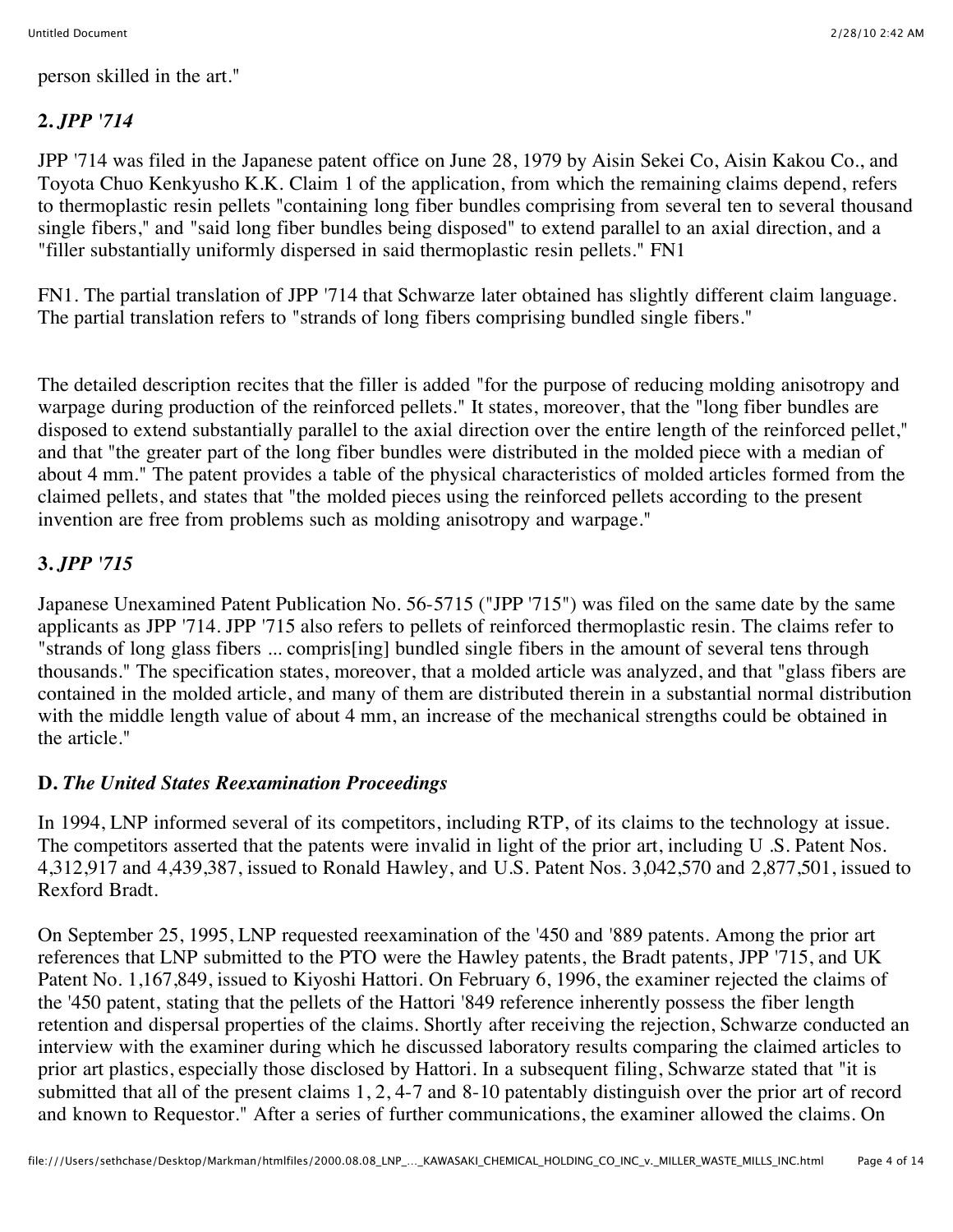person skilled in the art."

### 2. *JPP '714*

JPP '714 was filed in the Japanese patent office on June 28, 1979 by Aisin Sekei Co, Aisin Kakou Co., and Toyota Chuo Kenkyusho K.K. Claim 1 of the application, from which the remaining claims depend, refers to thermoplastic resin pellets "containing long fiber bundles comprising from several ten to several thousand single fibers," and "said long fiber bundles being disposed" to extend parallel to an axial direction, and a "filler substantially uniformly dispersed in said thermoplastic resin pellets." FN1

FN1. The partial translation of JPP '714 that Schwarze later obtained has slightly different claim language. The partial translation refers to "strands of long fibers comprising bundled single fibers."

The detailed description recites that the filler is added "for the purpose of reducing molding anisotropy and warpage during production of the reinforced pellets." It states, moreover, that the "long fiber bundles are disposed to extend substantially parallel to the axial direction over the entire length of the reinforced pellet," and that "the greater part of the long fiber bundles were distributed in the molded piece with a median of about 4 mm." The patent provides a table of the physical characteristics of molded articles formed from the claimed pellets, and states that "the molded pieces using the reinforced pellets according to the present invention are free from problems such as molding anisotropy and warpage."

### 3. *JPP '715*

Japanese Unexamined Patent Publication No. 56-5715 ("JPP '715") was filed on the same date by the same applicants as JPP '714. JPP '715 also refers to pellets of reinforced thermoplastic resin. The claims refer to "strands of long glass fibers ... compris[ing] bundled single fibers in the amount of several tens through thousands." The specification states, moreover, that a molded article was analyzed, and that "glass fibers are contained in the molded article, and many of them are distributed therein in a substantial normal distribution with the middle length value of about 4 mm, an increase of the mechanical strengths could be obtained in the article."

### D. *The United States Reexamination Proceedings*

In 1994, LNP informed several of its competitors, including RTP, of its claims to the technology at issue. The competitors asserted that the patents were invalid in light of the prior art, including U .S. Patent Nos. 4,312,917 and 4,439,387, issued to Ronald Hawley, and U.S. Patent Nos. 3,042,570 and 2,877,501, issued to Rexford Bradt.

On September 25, 1995, LNP requested reexamination of the '450 and '889 patents. Among the prior art references that LNP submitted to the PTO were the Hawley patents, the Bradt patents, JPP '715, and UK Patent No. 1,167,849, issued to Kiyoshi Hattori. On February 6, 1996, the examiner rejected the claims of the '450 patent, stating that the pellets of the Hattori '849 reference inherently possess the fiber length retention and dispersal properties of the claims. Shortly after receiving the rejection, Schwarze conducted an interview with the examiner during which he discussed laboratory results comparing the claimed articles to prior art plastics, especially those disclosed by Hattori. In a subsequent filing, Schwarze stated that "it is submitted that all of the present claims 1, 2, 4-7 and 8-10 patentably distinguish over the prior art of record and known to Requestor." After a series of further communications, the examiner allowed the claims. On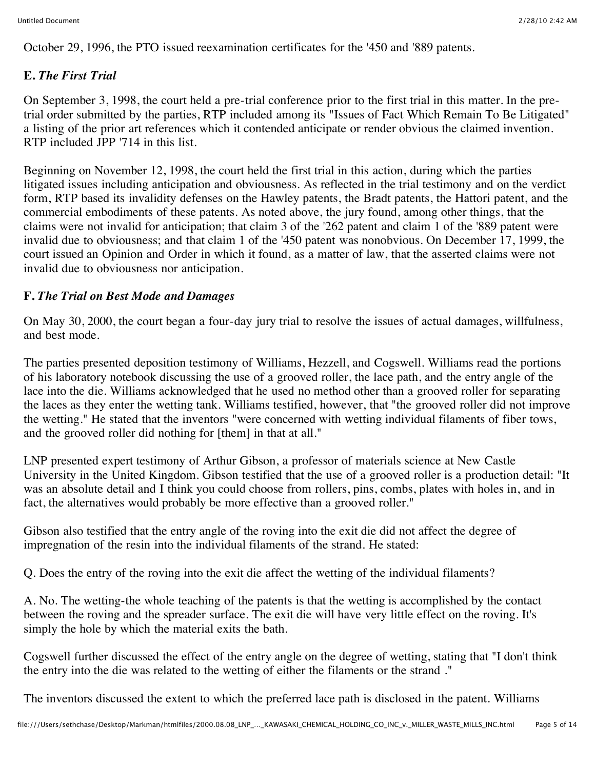October 29, 1996, the PTO issued reexamination certificates for the '450 and '889 patents.

**E.** ***The First Trial***

On September 3, 1998, the court held a pre-trial conference prior to the first trial in this matter. In the pre-trial order submitted by the parties, RTP included among its "Issues of Fact Which Remain To Be Litigated" a listing of the prior art references which it contended anticipate or render obvious the claimed invention. RTP included JPP '714 in this list.

Beginning on November 12, 1998, the court held the first trial in this action, during which the parties litigated issues including anticipation and obviousness. As reflected in the trial testimony and on the verdict form, RTP based its invalidity defenses on the Hawley patents, the Bradt patents, the Hattori patent, and the commercial embodiments of these patents. As noted above, the jury found, among other things, that the claims were not invalid for anticipation; that claim 3 of the '262 patent and claim 1 of the '889 patent were invalid due to obviousness; and that claim 1 of the '450 patent was nonobvious. On December 17, 1999, the court issued an Opinion and Order in which it found, as a matter of law, that the asserted claims were not invalid due to obviousness nor anticipation.

**F.** ***The Trial on Best Mode and Damages***

On May 30, 2000, the court began a four-day jury trial to resolve the issues of actual damages, willfulness, and best mode.

The parties presented deposition testimony of Williams, Hezzell, and Cogswell. Williams read the portions of his laboratory notebook discussing the use of a grooved roller, the lace path, and the entry angle of the lace into the die. Williams acknowledged that he used no method other than a grooved roller for separating the laces as they enter the wetting tank. Williams testified, however, that "the grooved roller did not improve the wetting." He stated that the inventors "were concerned with wetting individual filaments of fiber tows, and the grooved roller did nothing for [them] in that at all."

LNP presented expert testimony of Arthur Gibson, a professor of materials science at New Castle University in the United Kingdom. Gibson testified that the use of a grooved roller is a production detail: "It was an absolute detail and I think you could choose from rollers, pins, combs, plates with holes in, and in fact, the alternatives would probably be more effective than a grooved roller."

Gibson also testified that the entry angle of the roving into the exit die did not affect the degree of impregnation of the resin into the individual filaments of the strand. He stated:

Q. Does the entry of the roving into the exit die affect the wetting of the individual filaments?

A. No. The wetting-the whole teaching of the patents is that the wetting is accomplished by the contact between the roving and the spreader surface. The exit die will have very little effect on the roving. It's simply the hole by which the material exits the bath.

Cogswell further discussed the effect of the entry angle on the degree of wetting, stating that "I don't think the entry into the die was related to the wetting of either the filaments or the strand ."

The inventors discussed the extent to which the preferred lace path is disclosed in the patent. Williams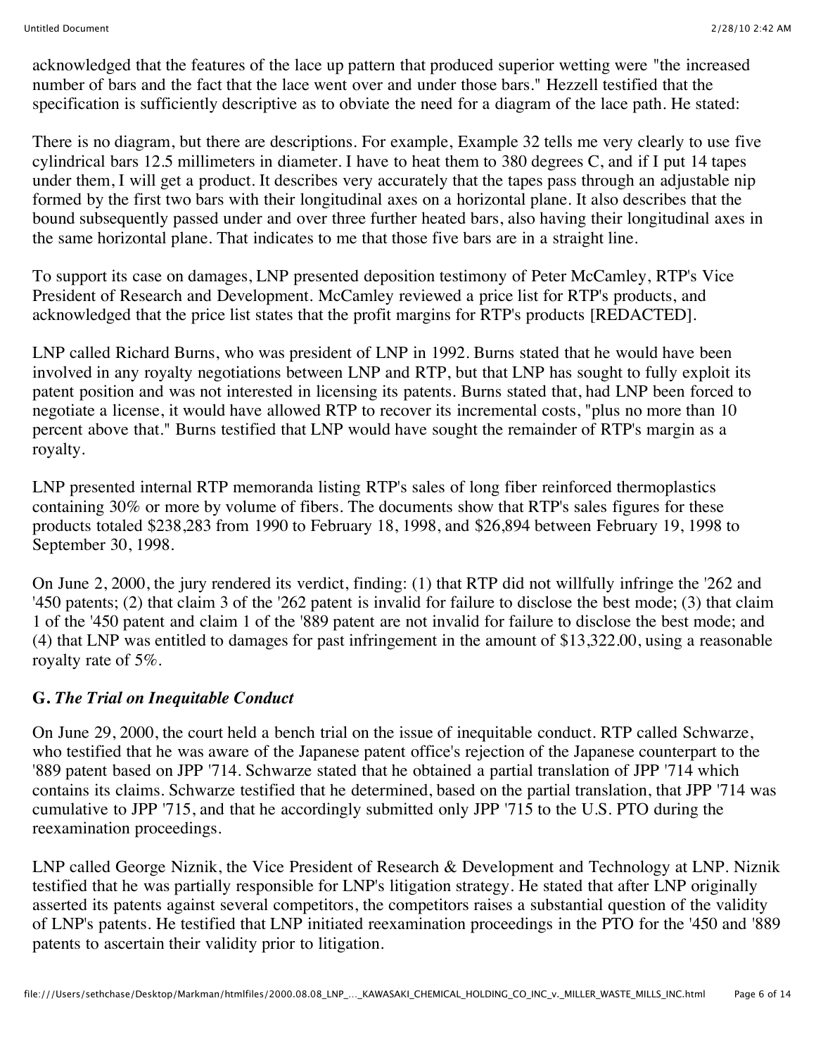acknowledged that the features of the lace up pattern that produced superior wetting were "the increased number of bars and the fact that the lace went over and under those bars." Hezzell testified that the specification is sufficiently descriptive as to obviate the need for a diagram of the lace path. He stated:

There is no diagram, but there are descriptions. For example, Example 32 tells me very clearly to use five cylindrical bars 12.5 millimeters in diameter. I have to heat them to 380 degrees C, and if I put 14 tapes under them, I will get a product. It describes very accurately that the tapes pass through an adjustable nip formed by the first two bars with their longitudinal axes on a horizontal plane. It also describes that the bound subsequently passed under and over three further heated bars, also having their longitudinal axes in the same horizontal plane. That indicates to me that those five bars are in a straight line.

To support its case on damages, LNP presented deposition testimony of Peter McCamley, RTP's Vice President of Research and Development. McCamley reviewed a price list for RTP's products, and acknowledged that the price list states that the profit margins for RTP's products [REDACTED].

LNP called Richard Burns, who was president of LNP in 1992. Burns stated that he would have been involved in any royalty negotiations between LNP and RTP, but that LNP has sought to fully exploit its patent position and was not interested in licensing its patents. Burns stated that, had LNP been forced to negotiate a license, it would have allowed RTP to recover its incremental costs, "plus no more than 10 percent above that." Burns testified that LNP would have sought the remainder of RTP's margin as a royalty.

LNP presented internal RTP memoranda listing RTP's sales of long fiber reinforced thermoplastics containing 30% or more by volume of fibers. The documents show that RTP's sales figures for these products totaled $238,283 from 1990 to February 18, 1998, and $26,894 between February 19, 1998 to September 30, 1998.

On June 2, 2000, the jury rendered its verdict, finding: (1) that RTP did not willfully infringe the '262 and '450 patents; (2) that claim 3 of the '262 patent is invalid for failure to disclose the best mode; (3) that claim 1 of the '450 patent and claim 1 of the '889 patent are not invalid for failure to disclose the best mode; and (4) that LNP was entitled to damages for past infringement in the amount of $13,322.00, using a reasonable royalty rate of 5%.

### G. *The Trial on Inequitable Conduct*

On June 29, 2000, the court held a bench trial on the issue of inequitable conduct. RTP called Schwarze, who testified that he was aware of the Japanese patent office's rejection of the Japanese counterpart to the '889 patent based on JPP '714. Schwarze stated that he obtained a partial translation of JPP '714 which contains its claims. Schwarze testified that he determined, based on the partial translation, that JPP '714 was cumulative to JPP '715, and that he accordingly submitted only JPP '715 to the U.S. PTO during the reexamination proceedings.

LNP called George Niznik, the Vice President of Research & Development and Technology at LNP. Niznik testified that he was partially responsible for LNP's litigation strategy. He stated that after LNP originally asserted its patents against several competitors, the competitors raises a substantial question of the validity of LNP's patents. He testified that LNP initiated reexamination proceedings in the PTO for the '450 and '889 patents to ascertain their validity prior to litigation.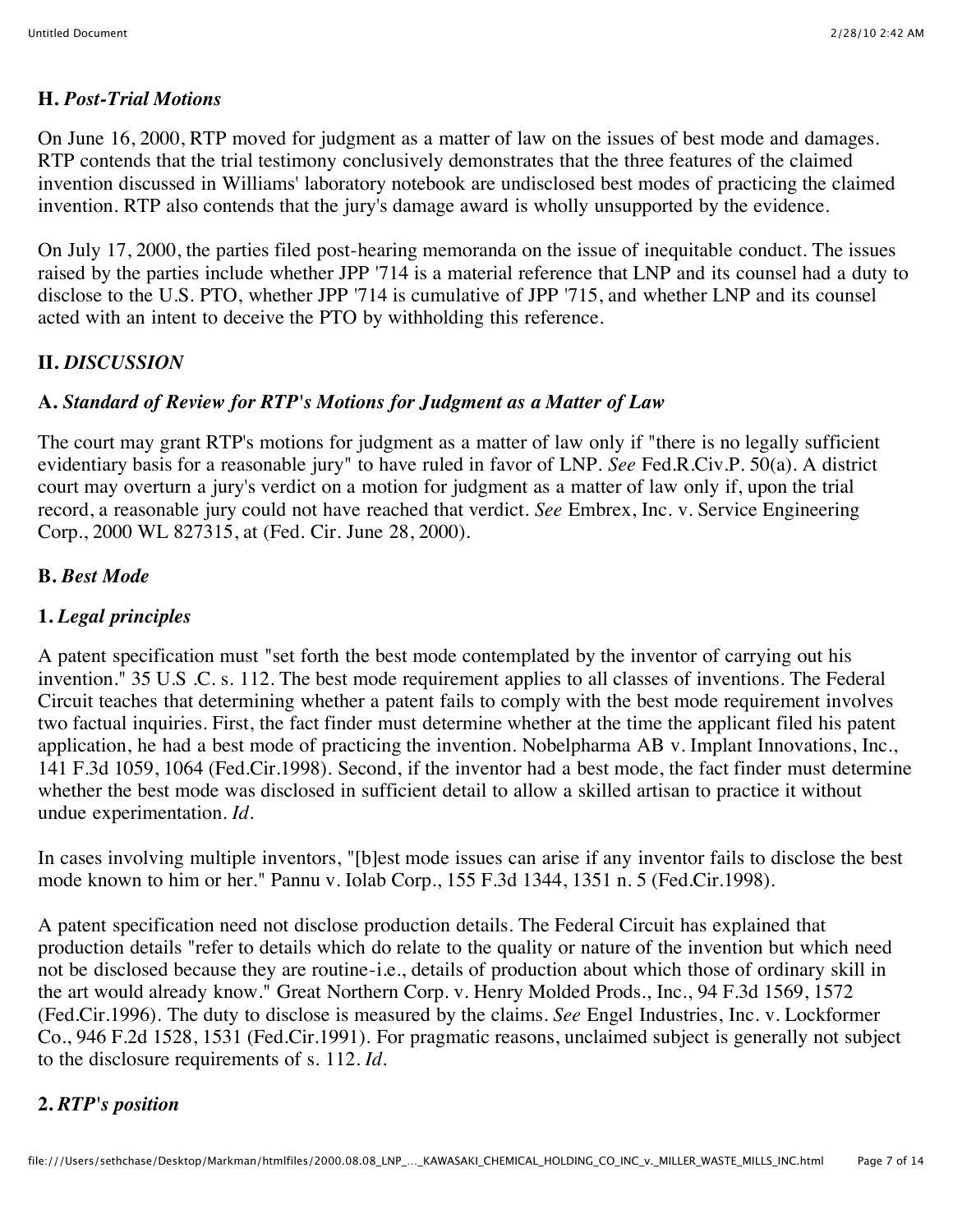**H.** ***Post-Trial Motions***

On June 16, 2000, RTP moved for judgment as a matter of law on the issues of best mode and damages. RTP contends that the trial testimony conclusively demonstrates that the three features of the claimed invention discussed in Williams' laboratory notebook are undisclosed best modes of practicing the claimed invention. RTP also contends that the jury's damage award is wholly unsupported by the evidence.

On July 17, 2000, the parties filed post-hearing memoranda on the issue of inequitable conduct. The issues raised by the parties include whether JPP '714 is a material reference that LNP and its counsel had a duty to disclose to the U.S. PTO, whether JPP '714 is cumulative of JPP '715, and whether LNP and its counsel acted with an intent to deceive the PTO by withholding this reference.

**II.** ***DISCUSSION***

**A.** ***Standard of Review for RTP's Motions for Judgment as a Matter of Law***

The court may grant RTP's motions for judgment as a matter of law only if "there is no legally sufficient evidentiary basis for a reasonable jury" to have ruled in favor of LNP. *See* Fed.R.Civ.P. 50(a). A district court may overturn a jury's verdict on a motion for judgment as a matter of law only if, upon the trial record, a reasonable jury could not have reached that verdict. *See* Embrex, Inc. v. Service Engineering Corp., 2000 WL 827315, at (Fed. Cir. June 28, 2000).

**B.** ***Best Mode***

**1.** ***Legal principles***

A patent specification must "set forth the best mode contemplated by the inventor of carrying out his invention." 35 U.S .C. s. 112. The best mode requirement applies to all classes of inventions. The Federal Circuit teaches that determining whether a patent fails to comply with the best mode requirement involves two factual inquiries. First, the fact finder must determine whether at the time the applicant filed his patent application, he had a best mode of practicing the invention. Nobelpharma AB v. Implant Innovations, Inc., 141 F.3d 1059, 1064 (Fed.Cir.1998). Second, if the inventor had a best mode, the fact finder must determine whether the best mode was disclosed in sufficient detail to allow a skilled artisan to practice it without undue experimentation. *Id.*

In cases involving multiple inventors, "[b]est mode issues can arise if any inventor fails to disclose the best mode known to him or her." Pannu v. Iolab Corp., 155 F.3d 1344, 1351 n. 5 (Fed.Cir.1998).

A patent specification need not disclose production details. The Federal Circuit has explained that production details "refer to details which do relate to the quality or nature of the invention but which need not be disclosed because they are routine-i.e., details of production about which those of ordinary skill in the art would already know." Great Northern Corp. v. Henry Molded Prods., Inc., 94 F.3d 1569, 1572 (Fed.Cir.1996). The duty to disclose is measured by the claims. *See* Engel Industries, Inc. v. Lockformer Co., 946 F.2d 1528, 1531 (Fed.Cir.1991). For pragmatic reasons, unclaimed subject is generally not subject to the disclosure requirements of s. 112. *Id.*

**2.** ***RTP's position***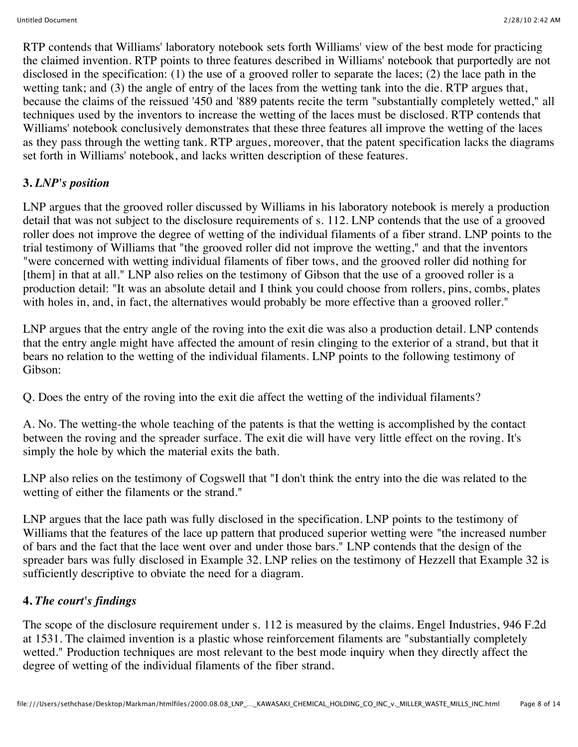RTP contends that Williams' laboratory notebook sets forth Williams' view of the best mode for practicing the claimed invention. RTP points to three features described in Williams' notebook that purportedly are not disclosed in the specification: (1) the use of a grooved roller to separate the laces; (2) the lace path in the wetting tank; and (3) the angle of entry of the laces from the wetting tank into the die. RTP argues that, because the claims of the reissued '450 and '889 patents recite the term "substantially completely wetted," all techniques used by the inventors to increase the wetting of the laces must be disclosed. RTP contends that Williams' notebook conclusively demonstrates that these three features all improve the wetting of the laces as they pass through the wetting tank. RTP argues, moreover, that the patent specification lacks the diagrams set forth in Williams' notebook, and lacks written description of these features.

### 3. *LNP's position*

LNP argues that the grooved roller discussed by Williams in his laboratory notebook is merely a production detail that was not subject to the disclosure requirements of s. 112. LNP contends that the use of a grooved roller does not improve the degree of wetting of the individual filaments of a fiber strand. LNP points to the trial testimony of Williams that "the grooved roller did not improve the wetting," and that the inventors "were concerned with wetting individual filaments of fiber tows, and the grooved roller did nothing for [them] in that at all." LNP also relies on the testimony of Gibson that the use of a grooved roller is a production detail: "It was an absolute detail and I think you could choose from rollers, pins, combs, plates with holes in, and, in fact, the alternatives would probably be more effective than a grooved roller."

LNP argues that the entry angle of the roving into the exit die was also a production detail. LNP contends that the entry angle might have affected the amount of resin clinging to the exterior of a strand, but that it bears no relation to the wetting of the individual filaments. LNP points to the following testimony of Gibson:

Q. Does the entry of the roving into the exit die affect the wetting of the individual filaments?

A. No. The wetting-the whole teaching of the patents is that the wetting is accomplished by the contact between the roving and the spreader surface. The exit die will have very little effect on the roving. It's simply the hole by which the material exits the bath.

LNP also relies on the testimony of Cogswell that "I don't think the entry into the die was related to the wetting of either the filaments or the strand."

LNP argues that the lace path was fully disclosed in the specification. LNP points to the testimony of Williams that the features of the lace up pattern that produced superior wetting were "the increased number of bars and the fact that the lace went over and under those bars." LNP contends that the design of the spreader bars was fully disclosed in Example 32. LNP relies on the testimony of Hezzell that Example 32 is sufficiently descriptive to obviate the need for a diagram.

### 4. *The court's findings*

The scope of the disclosure requirement under s. 112 is measured by the claims. Engel Industries, 946 F.2d at 1531. The claimed invention is a plastic whose reinforcement filaments are "substantially completely wetted." Production techniques are most relevant to the best mode inquiry when they directly affect the degree of wetting of the individual filaments of the fiber strand.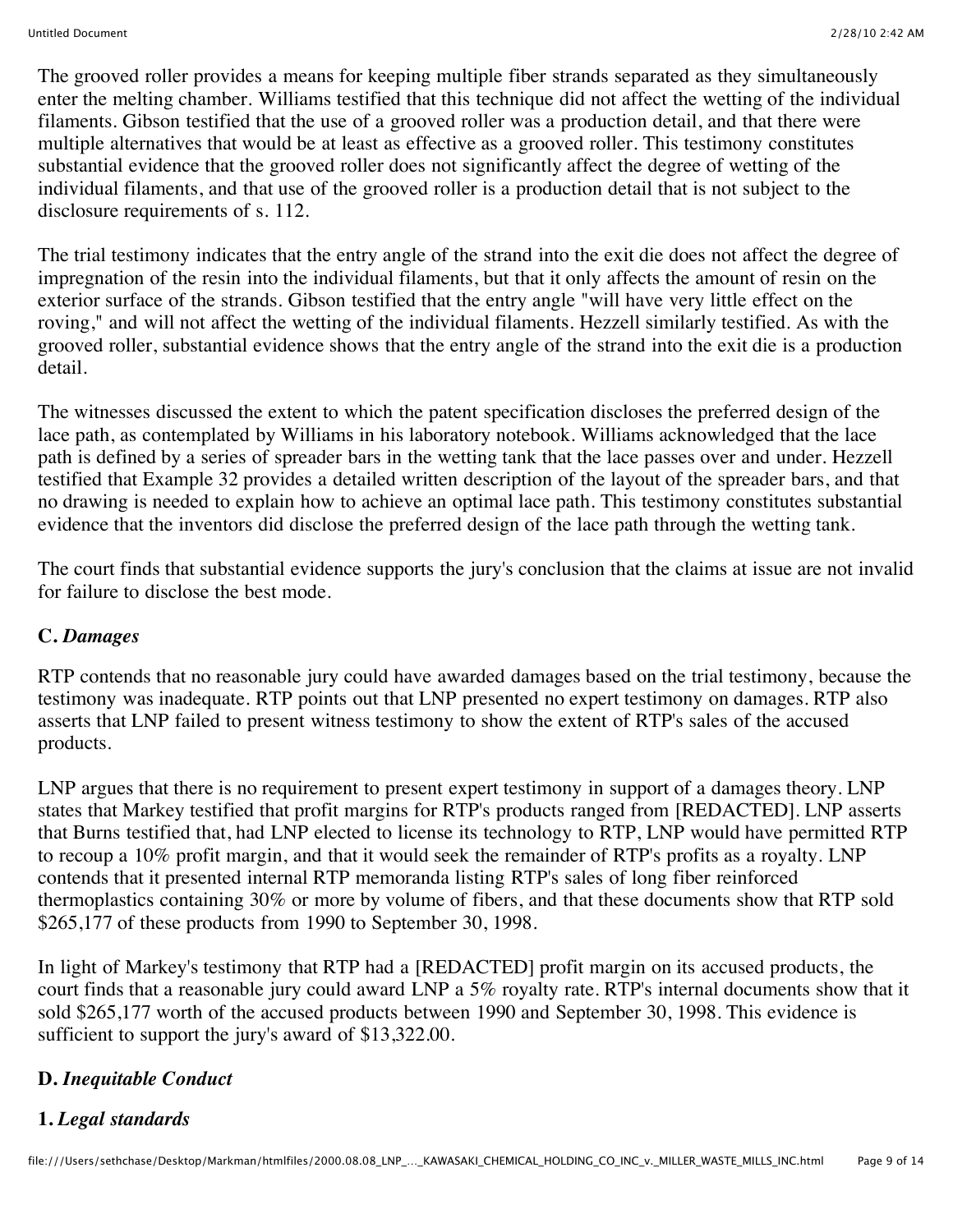The grooved roller provides a means for keeping multiple fiber strands separated as they simultaneously enter the melting chamber. Williams testified that this technique did not affect the wetting of the individual filaments. Gibson testified that the use of a grooved roller was a production detail, and that there were multiple alternatives that would be at least as effective as a grooved roller. This testimony constitutes substantial evidence that the grooved roller does not significantly affect the degree of wetting of the individual filaments, and that use of the grooved roller is a production detail that is not subject to the disclosure requirements of s. 112.

The trial testimony indicates that the entry angle of the strand into the exit die does not affect the degree of impregnation of the resin into the individual filaments, but that it only affects the amount of resin on the exterior surface of the strands. Gibson testified that the entry angle "will have very little effect on the roving," and will not affect the wetting of the individual filaments. Hezzell similarly testified. As with the grooved roller, substantial evidence shows that the entry angle of the strand into the exit die is a production detail.

The witnesses discussed the extent to which the patent specification discloses the preferred design of the lace path, as contemplated by Williams in his laboratory notebook. Williams acknowledged that the lace path is defined by a series of spreader bars in the wetting tank that the lace passes over and under. Hezzell testified that Example 32 provides a detailed written description of the layout of the spreader bars, and that no drawing is needed to explain how to achieve an optimal lace path. This testimony constitutes substantial evidence that the inventors did disclose the preferred design of the lace path through the wetting tank.

The court finds that substantial evidence supports the jury's conclusion that the claims at issue are not invalid for failure to disclose the best mode.

### **C.** *Damages*

RTP contends that no reasonable jury could have awarded damages based on the trial testimony, because the testimony was inadequate. RTP points out that LNP presented no expert testimony on damages. RTP also asserts that LNP failed to present witness testimony to show the extent of RTP's sales of the accused products.

LNP argues that there is no requirement to present expert testimony in support of a damages theory. LNP states that Markey testified that profit margins for RTP's products ranged from [REDACTED]. LNP asserts that Burns testified that, had LNP elected to license its technology to RTP, LNP would have permitted RTP to recoup a 10% profit margin, and that it would seek the remainder of RTP's profits as a royalty. LNP contends that it presented internal RTP memoranda listing RTP's sales of long fiber reinforced thermoplastics containing 30% or more by volume of fibers, and that these documents show that RTP sold $265,177 of these products from 1990 to September 30, 1998.

In light of Markey's testimony that RTP had a [REDACTED] profit margin on its accused products, the court finds that a reasonable jury could award LNP a 5% royalty rate. RTP's internal documents show that it sold $265,177 worth of the accused products between 1990 and September 30, 1998. This evidence is sufficient to support the jury's award of $13,322.00.

### **D.** *Inequitable Conduct*

#### **1.** *Legal standards*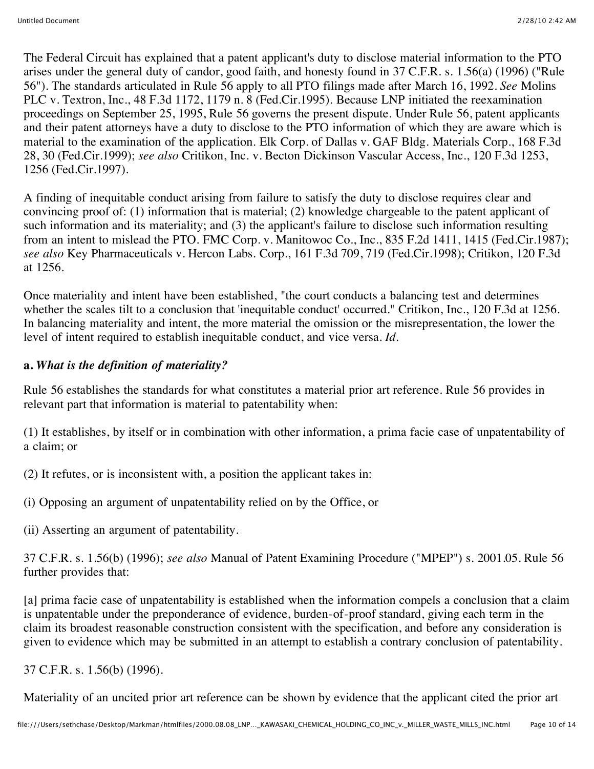The Federal Circuit has explained that a patent applicant's duty to disclose material information to the PTO arises under the general duty of candor, good faith, and honesty found in 37 C.F.R. s. 1.56(a) (1996) ("Rule 56"). The standards articulated in Rule 56 apply to all PTO filings made after March 16, 1992. *See* Molins PLC v. Textron, Inc., 48 F.3d 1172, 1179 n. 8 (Fed.Cir.1995). Because LNP initiated the reexamination proceedings on September 25, 1995, Rule 56 governs the present dispute. Under Rule 56, patent applicants and their patent attorneys have a duty to disclose to the PTO information of which they are aware which is material to the examination of the application. Elk Corp. of Dallas v. GAF Bldg. Materials Corp., 168 F.3d 28, 30 (Fed.Cir.1999); *see also* Critikon, Inc. v. Becton Dickinson Vascular Access, Inc., 120 F.3d 1253, 1256 (Fed.Cir.1997).

A finding of inequitable conduct arising from failure to satisfy the duty to disclose requires clear and convincing proof of: (1) information that is material; (2) knowledge chargeable to the patent applicant of such information and its materiality; and (3) the applicant's failure to disclose such information resulting from an intent to mislead the PTO. FMC Corp. v. Manitowoc Co., Inc., 835 F.2d 1411, 1415 (Fed.Cir.1987); *see also* Key Pharmaceuticals v. Hercon Labs. Corp., 161 F.3d 709, 719 (Fed.Cir.1998); Critikon, 120 F.3d at 1256.

Once materiality and intent have been established, "the court conducts a balancing test and determines whether the scales tilt to a conclusion that 'inequitable conduct' occurred." Critikon, Inc., 120 F.3d at 1256. In balancing materiality and intent, the more material the omission or the misrepresentation, the lower the level of intent required to establish inequitable conduct, and vice versa. *Id.*

**a.** ***What is the definition of materiality?***

Rule 56 establishes the standards for what constitutes a material prior art reference. Rule 56 provides in relevant part that information is material to patentability when:

(1) It establishes, by itself or in combination with other information, a prima facie case of unpatentability of a claim; or

(2) It refutes, or is inconsistent with, a position the applicant takes in:

(i) Opposing an argument of unpatentability relied on by the Office, or

(ii) Asserting an argument of patentability.

37 C.F.R. s. 1.56(b) (1996); *see also* Manual of Patent Examining Procedure ("MPEP") s. 2001.05. Rule 56 further provides that:

[a] prima facie case of unpatentability is established when the information compels a conclusion that a claim is unpatentable under the preponderance of evidence, burden-of-proof standard, giving each term in the claim its broadest reasonable construction consistent with the specification, and before any consideration is given to evidence which may be submitted in an attempt to establish a contrary conclusion of patentability.

37 C.F.R. s. 1.56(b) (1996).

Materiality of an uncited prior art reference can be shown by evidence that the applicant cited the prior art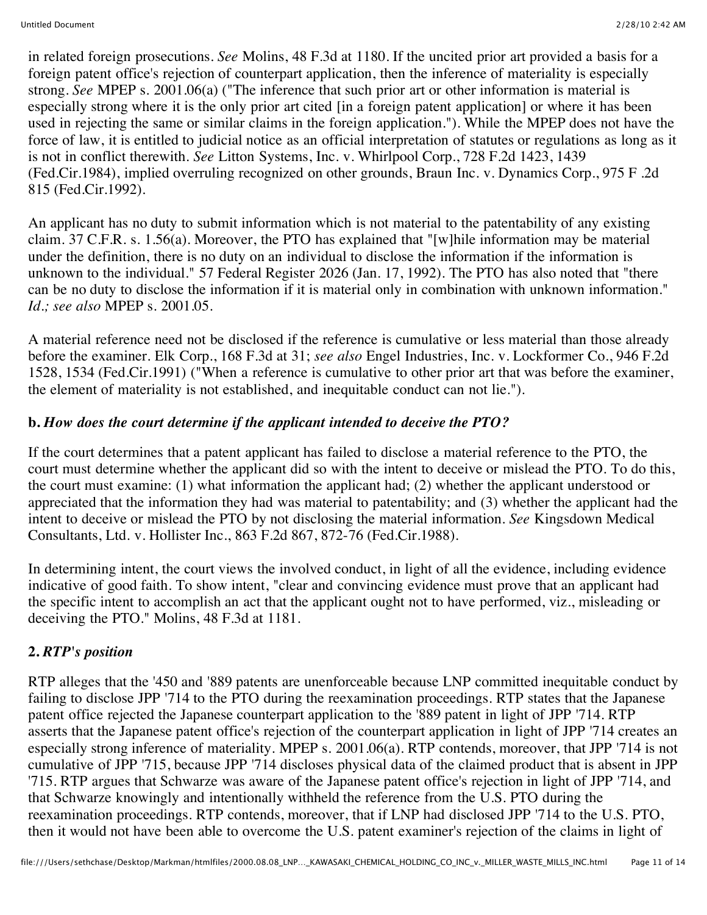in related foreign prosecutions. *See* Molins, 48 F.3d at 1180. If the uncited prior art provided a basis for a foreign patent office's rejection of counterpart application, then the inference of materiality is especially strong. *See* MPEP s. 2001.06(a) ("The inference that such prior art or other information is material is especially strong where it is the only prior art cited [in a foreign patent application] or where it has been used in rejecting the same or similar claims in the foreign application."). While the MPEP does not have the force of law, it is entitled to judicial notice as an official interpretation of statutes or regulations as long as it is not in conflict therewith. *See* Litton Systems, Inc. v. Whirlpool Corp., 728 F.2d 1423, 1439 (Fed.Cir.1984), implied overruling recognized on other grounds, Braun Inc. v. Dynamics Corp., 975 F .2d 815 (Fed.Cir.1992).

An applicant has no duty to submit information which is not material to the patentability of any existing claim. 37 C.F.R. s. 1.56(a). Moreover, the PTO has explained that "[w]hile information may be material under the definition, there is no duty on an individual to disclose the information if the information is unknown to the individual." 57 Federal Register 2026 (Jan. 17, 1992). The PTO has also noted that "there can be no duty to disclose the information if it is material only in combination with unknown information." *Id.; see also* MPEP s. 2001.05.

A material reference need not be disclosed if the reference is cumulative or less material than those already before the examiner. Elk Corp., 168 F.3d at 31; *see also* Engel Industries, Inc. v. Lockformer Co., 946 F.2d 1528, 1534 (Fed.Cir.1991) ("When a reference is cumulative to other prior art that was before the examiner, the element of materiality is not established, and inequitable conduct can not lie.").

**b.** ***How does the court determine if the applicant intended to deceive the PTO?***

If the court determines that a patent applicant has failed to disclose a material reference to the PTO, the court must determine whether the applicant did so with the intent to deceive or mislead the PTO. To do this, the court must examine: (1) what information the applicant had; (2) whether the applicant understood or appreciated that the information they had was material to patentability; and (3) whether the applicant had the intent to deceive or mislead the PTO by not disclosing the material information. *See* Kingsdown Medical Consultants, Ltd. v. Hollister Inc., 863 F.2d 867, 872-76 (Fed.Cir.1988).

In determining intent, the court views the involved conduct, in light of all the evidence, including evidence indicative of good faith. To show intent, "clear and convincing evidence must prove that an applicant had the specific intent to accomplish an act that the applicant ought not to have performed, viz., misleading or deceiving the PTO." Molins, 48 F.3d at 1181.

**2.** ***RTP's position***

RTP alleges that the '450 and '889 patents are unenforceable because LNP committed inequitable conduct by failing to disclose JPP '714 to the PTO during the reexamination proceedings. RTP states that the Japanese patent office rejected the Japanese counterpart application to the '889 patent in light of JPP '714. RTP asserts that the Japanese patent office's rejection of the counterpart application in light of JPP '714 creates an especially strong inference of materiality. MPEP s. 2001.06(a). RTP contends, moreover, that JPP '714 is not cumulative of JPP '715, because JPP '714 discloses physical data of the claimed product that is absent in JPP '715. RTP argues that Schwarze was aware of the Japanese patent office's rejection in light of JPP '714, and that Schwarze knowingly and intentionally withheld the reference from the U.S. PTO during the reexamination proceedings. RTP contends, moreover, that if LNP had disclosed JPP '714 to the U.S. PTO, then it would not have been able to overcome the U.S. patent examiner's rejection of the claims in light of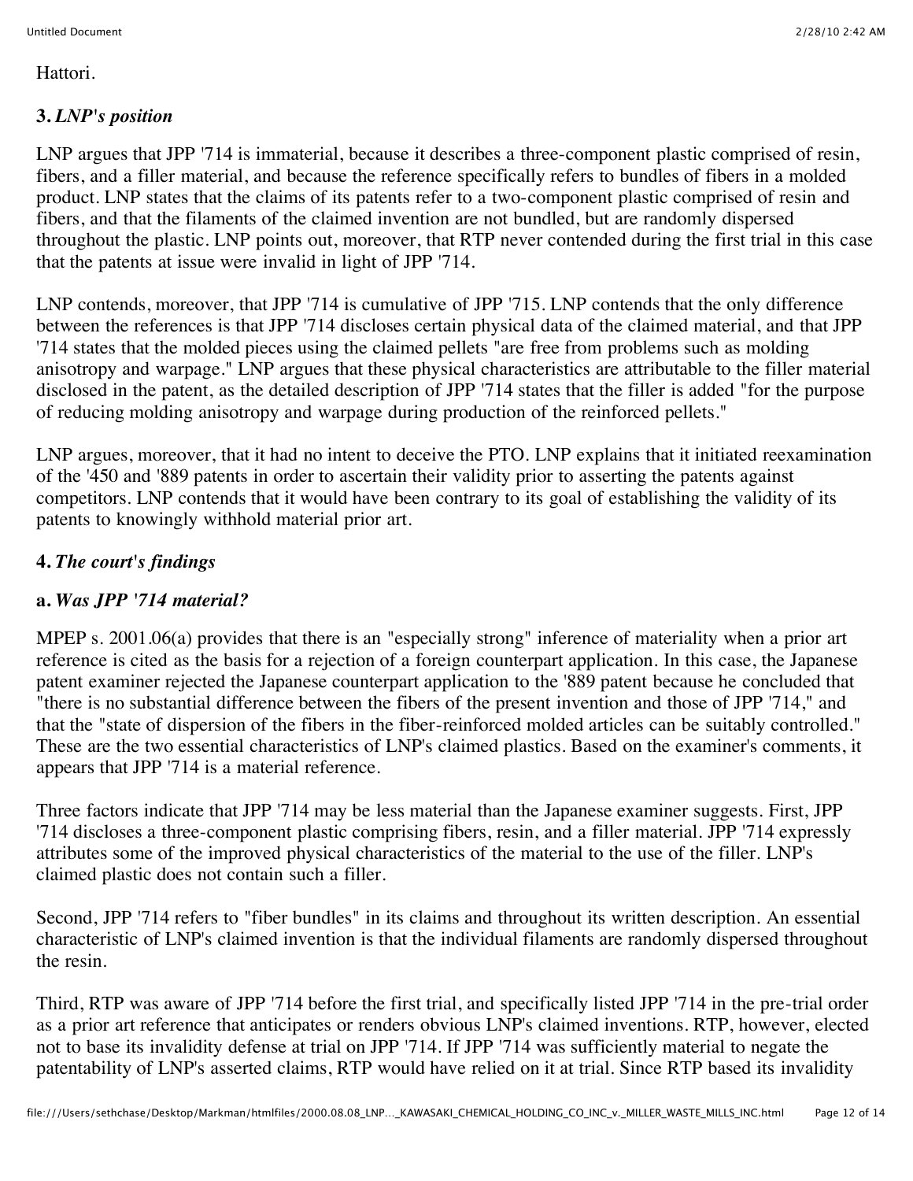Hattori.

### 3. *LNP's position*

LNP argues that JPP '714 is immaterial, because it describes a three-component plastic comprised of resin, fibers, and a filler material, and because the reference specifically refers to bundles of fibers in a molded product. LNP states that the claims of its patents refer to a two-component plastic comprised of resin and fibers, and that the filaments of the claimed invention are not bundled, but are randomly dispersed throughout the plastic. LNP points out, moreover, that RTP never contended during the first trial in this case that the patents at issue were invalid in light of JPP '714.

LNP contends, moreover, that JPP '714 is cumulative of JPP '715. LNP contends that the only difference between the references is that JPP '714 discloses certain physical data of the claimed material, and that JPP '714 states that the molded pieces using the claimed pellets "are free from problems such as molding anisotropy and warpage." LNP argues that these physical characteristics are attributable to the filler material disclosed in the patent, as the detailed description of JPP '714 states that the filler is added "for the purpose of reducing molding anisotropy and warpage during production of the reinforced pellets."

LNP argues, moreover, that it had no intent to deceive the PTO. LNP explains that it initiated reexamination of the '450 and '889 patents in order to ascertain their validity prior to asserting the patents against competitors. LNP contends that it would have been contrary to its goal of establishing the validity of its patents to knowingly withhold material prior art.

### 4. *The court's findings*

#### a. *Was JPP '714 material?*

MPEP s. 2001.06(a) provides that there is an "especially strong" inference of materiality when a prior art reference is cited as the basis for a rejection of a foreign counterpart application. In this case, the Japanese patent examiner rejected the Japanese counterpart application to the '889 patent because he concluded that "there is no substantial difference between the fibers of the present invention and those of JPP '714," and that the "state of dispersion of the fibers in the fiber-reinforced molded articles can be suitably controlled." These are the two essential characteristics of LNP's claimed plastics. Based on the examiner's comments, it appears that JPP '714 is a material reference.

Three factors indicate that JPP '714 may be less material than the Japanese examiner suggests. First, JPP '714 discloses a three-component plastic comprising fibers, resin, and a filler material. JPP '714 expressly attributes some of the improved physical characteristics of the material to the use of the filler. LNP's claimed plastic does not contain such a filler.

Second, JPP '714 refers to "fiber bundles" in its claims and throughout its written description. An essential characteristic of LNP's claimed invention is that the individual filaments are randomly dispersed throughout the resin.

Third, RTP was aware of JPP '714 before the first trial, and specifically listed JPP '714 in the pre-trial order as a prior art reference that anticipates or renders obvious LNP's claimed inventions. RTP, however, elected not to base its invalidity defense at trial on JPP '714. If JPP '714 was sufficiently material to negate the patentability of LNP's asserted claims, RTP would have relied on it at trial. Since RTP based its invalidity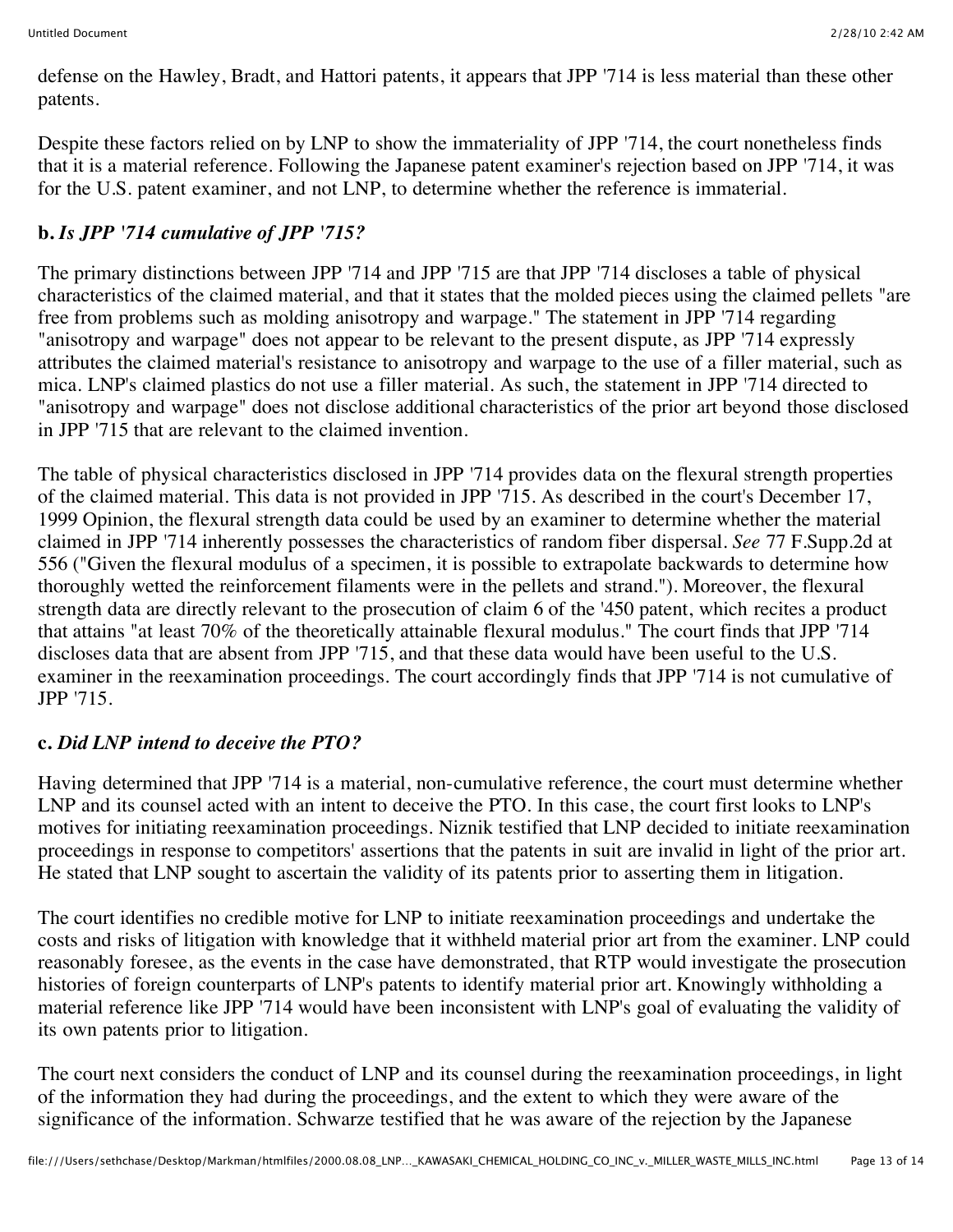defense on the Hawley, Bradt, and Hattori patents, it appears that JPP '714 is less material than these other patents.

Despite these factors relied on by LNP to show the immateriality of JPP '714, the court nonetheless finds that it is a material reference. Following the Japanese patent examiner's rejection based on JPP '714, it was for the U.S. patent examiner, and not LNP, to determine whether the reference is immaterial.

### b. *Is JPP '714 cumulative of JPP '715?*

The primary distinctions between JPP '714 and JPP '715 are that JPP '714 discloses a table of physical characteristics of the claimed material, and that it states that the molded pieces using the claimed pellets "are free from problems such as molding anisotropy and warpage." The statement in JPP '714 regarding "anisotropy and warpage" does not appear to be relevant to the present dispute, as JPP '714 expressly attributes the claimed material's resistance to anisotropy and warpage to the use of a filler material, such as mica. LNP's claimed plastics do not use a filler material. As such, the statement in JPP '714 directed to "anisotropy and warpage" does not disclose additional characteristics of the prior art beyond those disclosed in JPP '715 that are relevant to the claimed invention.

The table of physical characteristics disclosed in JPP '714 provides data on the flexural strength properties of the claimed material. This data is not provided in JPP '715. As described in the court's December 17, 1999 Opinion, the flexural strength data could be used by an examiner to determine whether the material claimed in JPP '714 inherently possesses the characteristics of random fiber dispersal. *See* 77 F.Supp.2d at 556 ("Given the flexural modulus of a specimen, it is possible to extrapolate backwards to determine how thoroughly wetted the reinforcement filaments were in the pellets and strand."). Moreover, the flexural strength data are directly relevant to the prosecution of claim 6 of the '450 patent, which recites a product that attains "at least 70% of the theoretically attainable flexural modulus." The court finds that JPP '714 discloses data that are absent from JPP '715, and that these data would have been useful to the U.S. examiner in the reexamination proceedings. The court accordingly finds that JPP '714 is not cumulative of JPP '715.

### c. *Did LNP intend to deceive the PTO?*

Having determined that JPP '714 is a material, non-cumulative reference, the court must determine whether LNP and its counsel acted with an intent to deceive the PTO. In this case, the court first looks to LNP's motives for initiating reexamination proceedings. Niznik testified that LNP decided to initiate reexamination proceedings in response to competitors' assertions that the patents in suit are invalid in light of the prior art. He stated that LNP sought to ascertain the validity of its patents prior to asserting them in litigation.

The court identifies no credible motive for LNP to initiate reexamination proceedings and undertake the costs and risks of litigation with knowledge that it withheld material prior art from the examiner. LNP could reasonably foresee, as the events in the case have demonstrated, that RTP would investigate the prosecution histories of foreign counterparts of LNP's patents to identify material prior art. Knowingly withholding a material reference like JPP '714 would have been inconsistent with LNP's goal of evaluating the validity of its own patents prior to litigation.

The court next considers the conduct of LNP and its counsel during the reexamination proceedings, in light of the information they had during the proceedings, and the extent to which they were aware of the significance of the information. Schwarze testified that he was aware of the rejection by the Japanese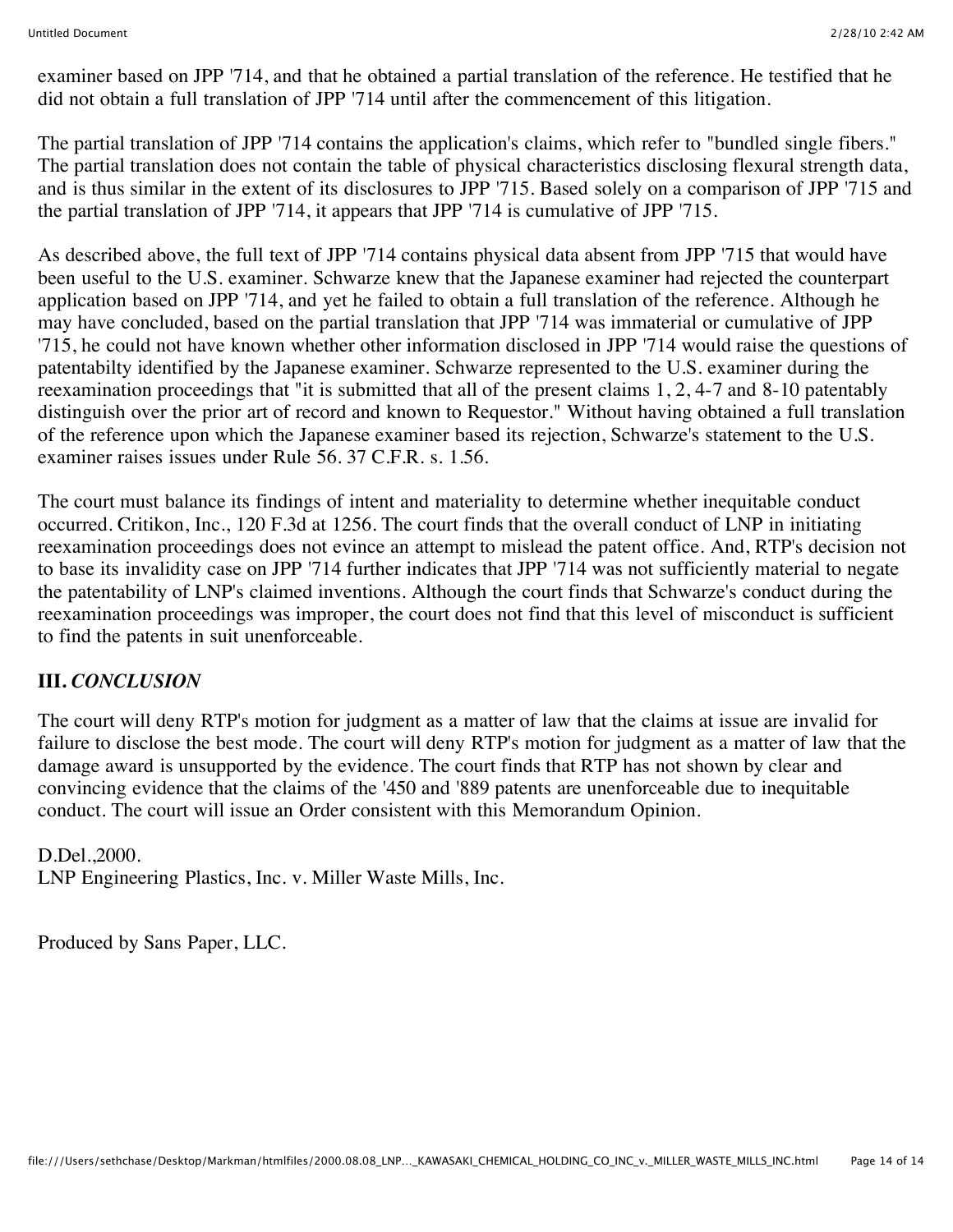examiner based on JPP '714, and that he obtained a partial translation of the reference. He testified that he did not obtain a full translation of JPP '714 until after the commencement of this litigation.

The partial translation of JPP '714 contains the application's claims, which refer to "bundled single fibers." The partial translation does not contain the table of physical characteristics disclosing flexural strength data, and is thus similar in the extent of its disclosures to JPP '715. Based solely on a comparison of JPP '715 and the partial translation of JPP '714, it appears that JPP '714 is cumulative of JPP '715.

As described above, the full text of JPP '714 contains physical data absent from JPP '715 that would have been useful to the U.S. examiner. Schwarze knew that the Japanese examiner had rejected the counterpart application based on JPP '714, and yet he failed to obtain a full translation of the reference. Although he may have concluded, based on the partial translation that JPP '714 was immaterial or cumulative of JPP '715, he could not have known whether other information disclosed in JPP '714 would raise the questions of patentabilty identified by the Japanese examiner. Schwarze represented to the U.S. examiner during the reexamination proceedings that "it is submitted that all of the present claims 1, 2, 4-7 and 8-10 patentably distinguish over the prior art of record and known to Requestor." Without having obtained a full translation of the reference upon which the Japanese examiner based its rejection, Schwarze's statement to the U.S. examiner raises issues under Rule 56. 37 C.F.R. s. 1.56.

The court must balance its findings of intent and materiality to determine whether inequitable conduct occurred. Critikon, Inc., 120 F.3d at 1256. The court finds that the overall conduct of LNP in initiating reexamination proceedings does not evince an attempt to mislead the patent office. And, RTP's decision not to base its invalidity case on JPP '714 further indicates that JPP '714 was not sufficiently material to negate the patentability of LNP's claimed inventions. Although the court finds that Schwarze's conduct during the reexamination proceedings was improper, the court does not find that this level of misconduct is sufficient to find the patents in suit unenforceable.

## III. *CONCLUSION*

The court will deny RTP's motion for judgment as a matter of law that the claims at issue are invalid for failure to disclose the best mode. The court will deny RTP's motion for judgment as a matter of law that the damage award is unsupported by the evidence. The court finds that RTP has not shown by clear and convincing evidence that the claims of the '450 and '889 patents are unenforceable due to inequitable conduct. The court will issue an Order consistent with this Memorandum Opinion.

D.Del.,2000.
LNP Engineering Plastics, Inc. v. Miller Waste Mills, Inc.

Produced by Sans Paper, LLC.